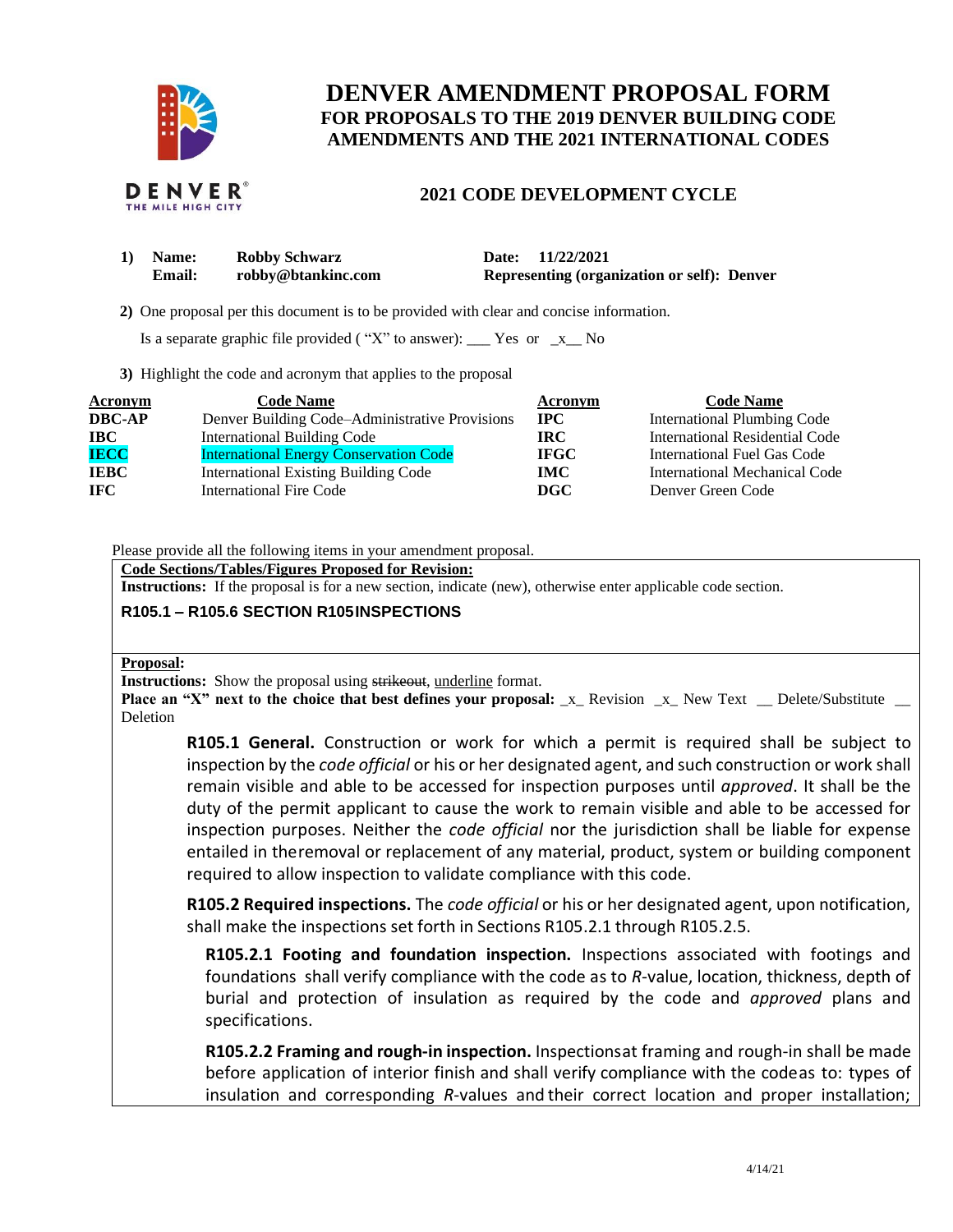# DENVER AMENDMENT PROPOSAL FORM

## FOR PROPOSALS TO THE 2019 DENVER BUILDING CODE AMENDMENTS AND THE 2021 INTERNATIONAL CODES

## 2021 CODE DEVELOPMENT CYCLE

**1) Name:** Robby Schwarz  **Date:** 11/22/2021
**Email:** robby@btankinc.com  **Representing (organization or self):** Denver

**2)** One proposal per this document is to be provided with clear and concise information.

Is a separate graphic file provided ( "X" to answer): ___ Yes or _x__ No

**3)** Highlight the code and acronym that applies to the proposal

| Acronym | Code Name | Acronym | Code Name |
|---|---|---|---|
| **DBC-AP** | Denver Building Code–Administrative Provisions | **IPC** | International Plumbing Code |
| **IBC** | International Building Code | **IRC** | International Residential Code |
| **IECC** | International Energy Conservation Code | **IFGC** | International Fuel Gas Code |
| **IEBC** | International Existing Building Code | **IMC** | International Mechanical Code |
| **IFC** | International Fire Code | **DGC** | Denver Green Code |

Please provide all the following items in your amendment proposal.

**Code Sections/Tables/Figures Proposed for Revision:**

**Instructions:** If the proposal is for a new section, indicate (new), otherwise enter applicable code section.

**R105.1 – R105.6 SECTION R105 INSPECTIONS**

**Proposal:**

**Instructions:** Show the proposal using ~~strikeout~~, underline format.

**Place an "X" next to the choice that best defines your proposal:** _x_ Revision _x_ New Text __ Delete/Substitute __ Deletion

**R105.1 General.** Construction or work for which a permit is required shall be subject to inspection by the *code official* or his or her designated agent, and such construction or work shall remain visible and able to be accessed for inspection purposes until *approved*. It shall be the duty of the permit applicant to cause the work to remain visible and able to be accessed for inspection purposes. Neither the *code official* nor the jurisdiction shall be liable for expense entailed in the removal or replacement of any material, product, system or building component required to allow inspection to validate compliance with this code.

**R105.2 Required inspections.** The *code official* or his or her designated agent, upon notification, shall make the inspections set forth in Sections R105.2.1 through R105.2.5.

**R105.2.1 Footing and foundation inspection.** Inspections associated with footings and foundations shall verify compliance with the code as to *R*-value, location, thickness, depth of burial and protection of insulation as required by the code and *approved* plans and specifications.

**R105.2.2 Framing and rough-in inspection.** Inspections at framing and rough-in shall be made before application of interior finish and shall verify compliance with the code as to: types of insulation and corresponding *R*-values and their correct location and proper installation;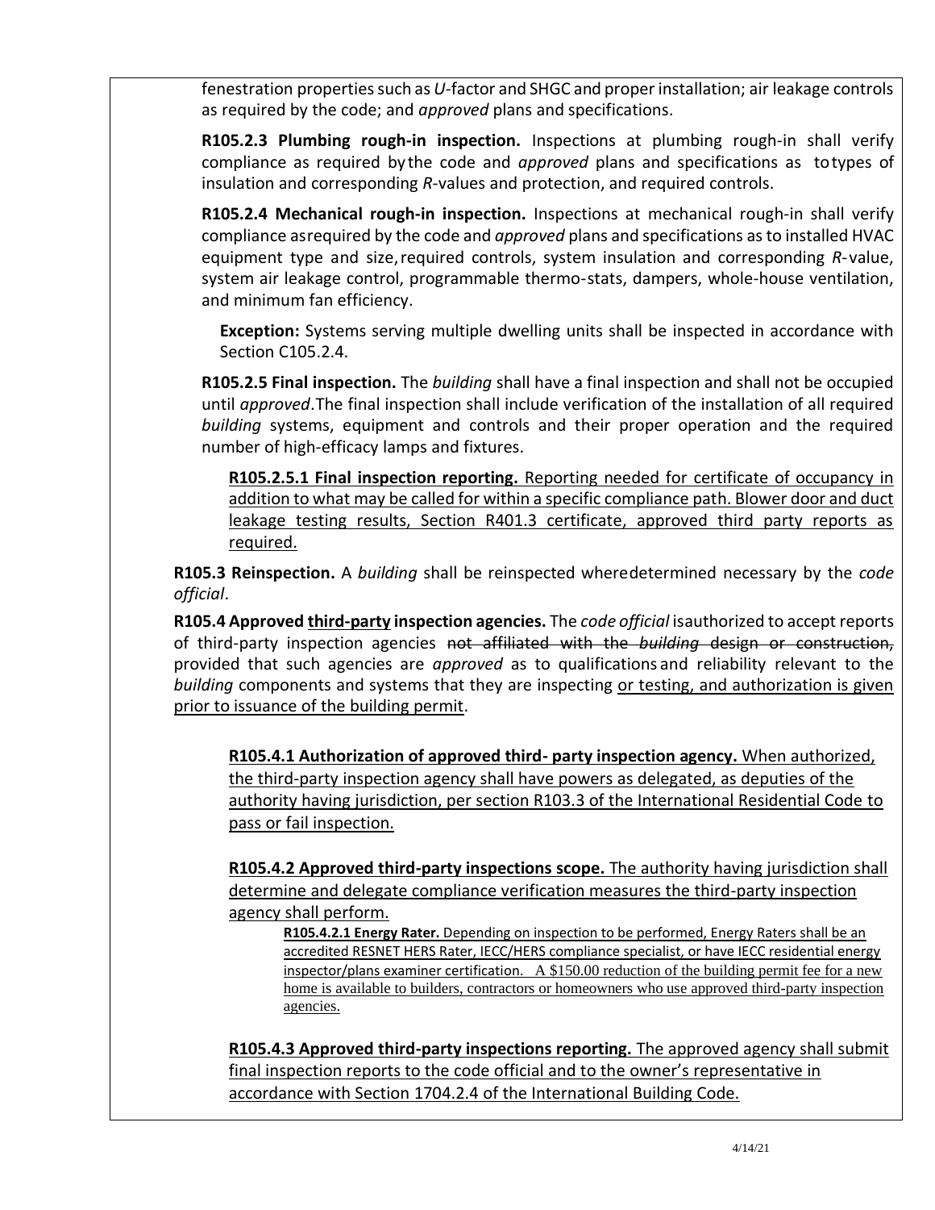fenestration properties such as *U*-factor and SHGC and proper installation; air leakage controls as required by the code; and *approved* plans and specifications.

**R105.2.3 Plumbing rough-in inspection.** Inspections at plumbing rough-in shall verify compliance as required by the code and *approved* plans and specifications as to types of insulation and corresponding *R*-values and protection, and required controls.

**R105.2.4 Mechanical rough-in inspection.** Inspections at mechanical rough-in shall verify compliance as required by the code and *approved* plans and specifications as to installed HVAC equipment type and size, required controls, system insulation and corresponding *R*-value, system air leakage control, programmable thermo-stats, dampers, whole-house ventilation, and minimum fan efficiency.

> **Exception:** Systems serving multiple dwelling units shall be inspected in accordance with Section C105.2.4.

**R105.2.5 Final inspection.** The *building* shall have a final inspection and shall not be occupied until *approved*. The final inspection shall include verification of the installation of all required *building* systems, equipment and controls and their proper operation and the required number of high-efficacy lamps and fixtures.

<u>**R105.2.5.1 Final inspection reporting.** Reporting needed for certificate of occupancy in addition to what may be called for within a specific compliance path. Blower door and duct leakage testing results, Section R401.3 certificate, approved third party reports as required.</u>

**R105.3 Reinspection.** A *building* shall be reinspected where determined necessary by the *code official*.

**R105.4 Approved <u>third-party</u> inspection agencies.** The *code official* is authorized to accept reports of third-party inspection agencies ~~not affiliated with the *building* design or construction,~~ provided that such agencies are *approved* as to qualifications and reliability relevant to the *building* components and systems that they are inspecting <u>or testing, and authorization is given prior to issuance of the building permit</u>.

<u>**R105.4.1 Authorization of approved third- party inspection agency.** When authorized, the third-party inspection agency shall have powers as delegated, as deputies of the authority having jurisdiction, per section R103.3 of the International Residential Code to pass or fail inspection.</u>

<u>**R105.4.2 Approved third-party inspections scope.** The authority having jurisdiction shall determine and delegate compliance verification measures the third-party inspection agency shall perform.</u>

<u>**R105.4.2.1 Energy Rater.** Depending on inspection to be performed, Energy Raters shall be an accredited RESNET HERS Rater, IECC/HERS compliance specialist, or have IECC residential energy inspector/plans examiner certification. A $150.00 reduction of the building permit fee for a new home is available to builders, contractors or homeowners who use approved third-party inspection agencies.</u>

<u>**R105.4.3 Approved third-party inspections reporting.** The approved agency shall submit final inspection reports to the code official and to the owner's representative in accordance with Section 1704.2.4 of the International Building Code.</u>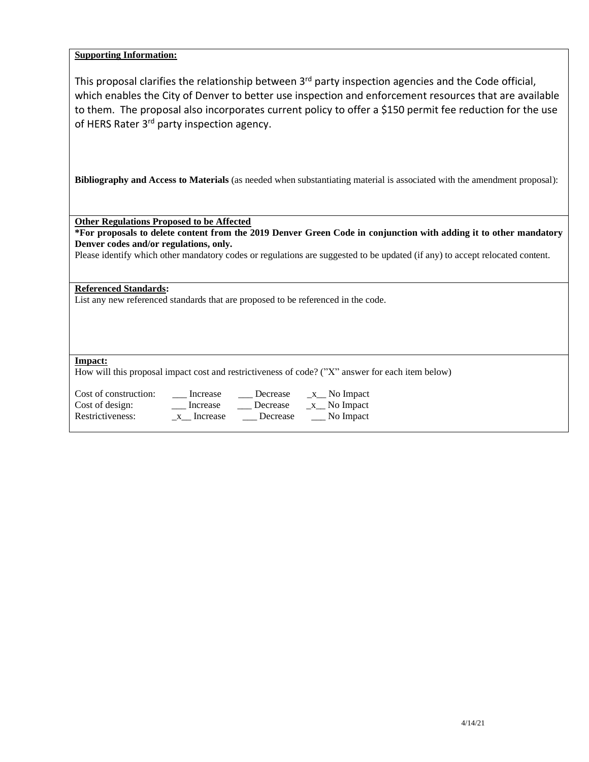**Supporting Information:**

This proposal clarifies the relationship between 3rd party inspection agencies and the Code official, which enables the City of Denver to better use inspection and enforcement resources that are available to them. The proposal also incorporates current policy to offer a $150 permit fee reduction for the use of HERS Rater 3rd party inspection agency.

**Bibliography and Access to Materials** (as needed when substantiating material is associated with the amendment proposal):

**Other Regulations Proposed to be Affected**

**\*For proposals to delete content from the 2019 Denver Green Code in conjunction with adding it to other mandatory Denver codes and/or regulations, only.**

Please identify which other mandatory codes or regulations are suggested to be updated (if any) to accept relocated content.

**Referenced Standards:**

List any new referenced standards that are proposed to be referenced in the code.

**Impact:**

How will this proposal impact cost and restrictiveness of code? ("X" answer for each item below)

| | | | |
|---|---|---|---|
| Cost of construction: | ___ Increase | ___ Decrease | _x__ No Impact |
| Cost of design: | ___ Increase | ___ Decrease | _x__ No Impact |
| Restrictiveness: | _x__ Increase | ___ Decrease | ___ No Impact |